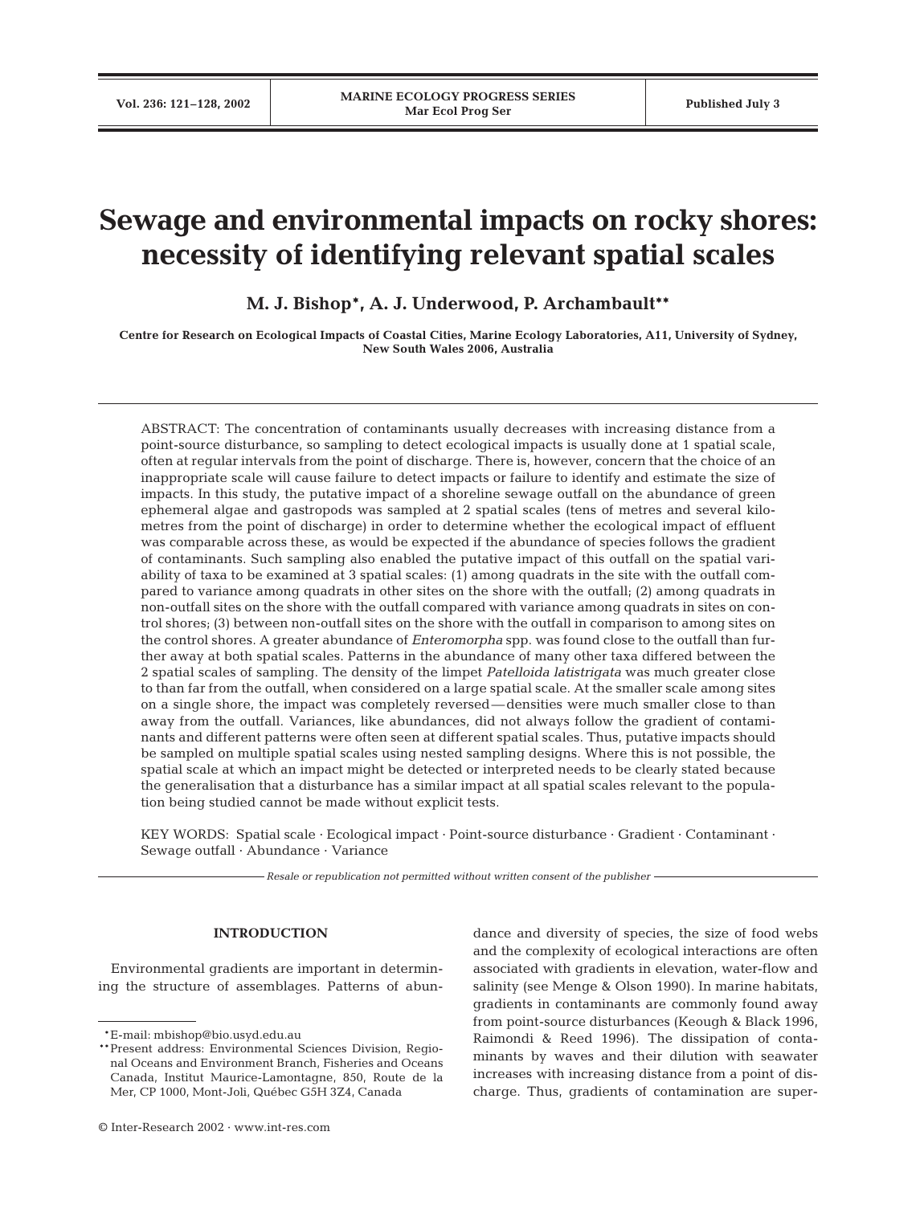# Sewage and environmental impacts on rocky shores: necessity of identifying relevant spatial scales

**M. J. Bishop*, A. J. Underwood, P. Archambault****

**Centre for Research on Ecological Impacts of Coastal Cities, Marine Ecology Laboratories, A11, University of Sydney, New South Wales 2006, Australia**

ABSTRACT: The concentration of contaminants usually decreases with increasing distance from a point-source disturbance, so sampling to detect ecological impacts is usually done at 1 spatial scale, often at regular intervals from the point of discharge. There is, however, concern that the choice of an inappropriate scale will cause failure to detect impacts or failure to identify and estimate the size of impacts. In this study, the putative impact of a shoreline sewage outfall on the abundance of green ephemeral algae and gastropods was sampled at 2 spatial scales (tens of metres and several kilometres from the point of discharge) in order to determine whether the ecological impact of effluent was comparable across these, as would be expected if the abundance of species follows the gradient of contaminants. Such sampling also enabled the putative impact of this outfall on the spatial variability of taxa to be examined at 3 spatial scales: (1) among quadrats in the site with the outfall compared to variance among quadrats in other sites on the shore with the outfall; (2) among quadrats in non-outfall sites on the shore with the outfall compared with variance among quadrats in sites on control shores; (3) between non-outfall sites on the shore with the outfall in comparison to among sites on the control shores. A greater abundance of *Enteromorpha* spp. was found close to the outfall than further away at both spatial scales. Patterns in the abundance of many other taxa differed between the 2 spatial scales of sampling. The density of the limpet *Patelloida latistrigata* was much greater close to than far from the outfall, when considered on a large spatial scale. At the smaller scale among sites on a single shore, the impact was completely reversed — densities were much smaller close to than away from the outfall. Variances, like abundances, did not always follow the gradient of contaminants and different patterns were often seen at different spatial scales. Thus, putative impacts should be sampled on multiple spatial scales using nested sampling designs. Where this is not possible, the spatial scale at which an impact might be detected or interpreted needs to be clearly stated because the generalisation that a disturbance has a similar impact at all spatial scales relevant to the population being studied cannot be made without explicit tests.

KEY WORDS: Spatial scale · Ecological impact · Point-source disturbance · Gradient · Contaminant · Sewage outfall · Abundance · Variance

*Resale or republication not permitted without written consent of the publisher*

## INTRODUCTION

Environmental gradients are important in determining the structure of assemblages. Patterns of abundance and diversity of species, the size of food webs and the complexity of ecological interactions are often associated with gradients in elevation, water-flow and salinity (see Menge & Olson 1990). In marine habitats, gradients in contaminants are commonly found away from point-source disturbances (Keough & Black 1996, Raimondi & Reed 1996). The dissipation of contaminants by waves and their dilution with seawater increases with increasing distance from a point of discharge. Thus, gradients of contamination are super-

*E-mail: mbishop@bio.usyd.edu.au

**Present address: Environmental Sciences Division, Regional Oceans and Environment Branch, Fisheries and Oceans Canada, Institut Maurice-Lamontagne, 850, Route de la Mer, CP 1000, Mont-Joli, Québec G5H 3Z4, Canada

© Inter-Research 2002 · www.int-res.com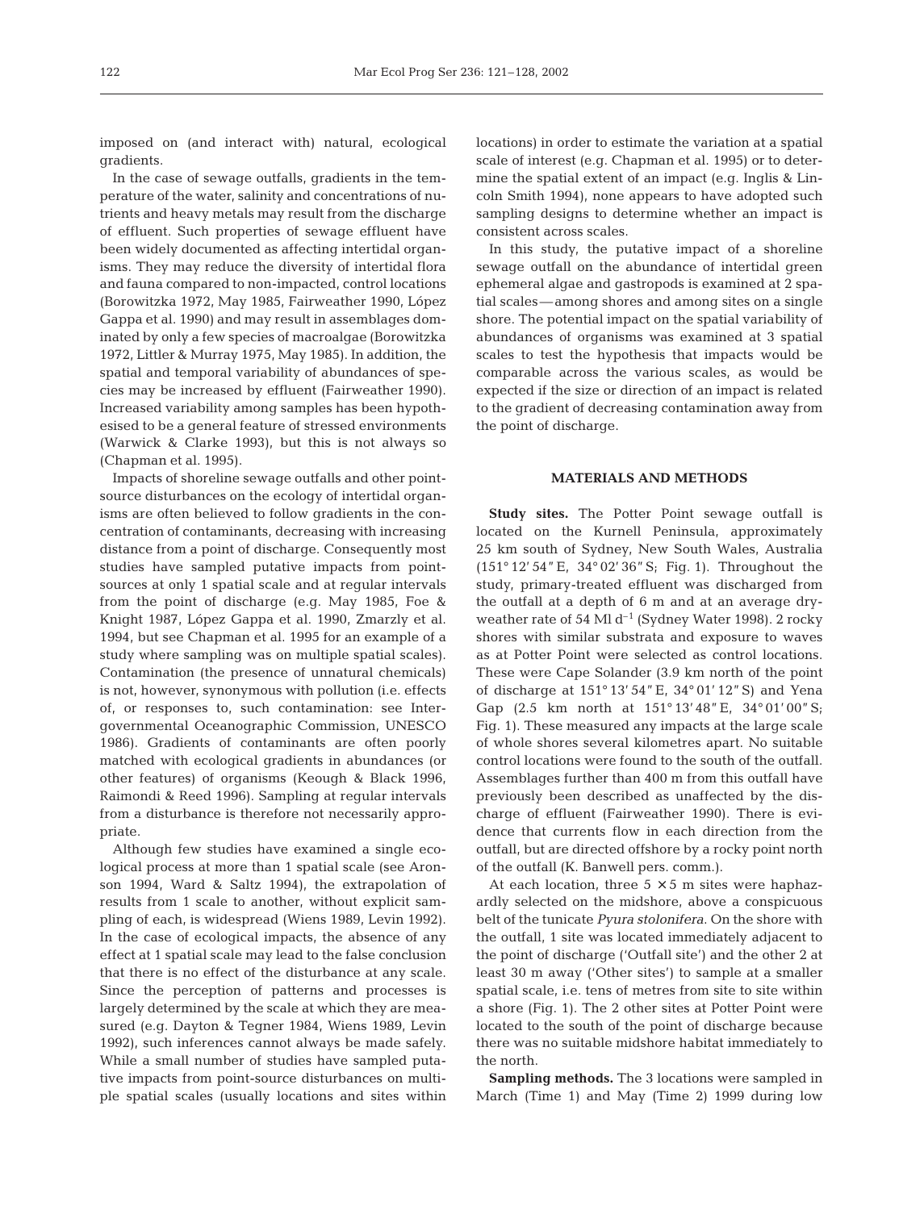imposed on (and interact with) natural, ecological gradients.

In the case of sewage outfalls, gradients in the temperature of the water, salinity and concentrations of nutrients and heavy metals may result from the discharge of effluent. Such properties of sewage effluent have been widely documented as affecting intertidal organisms. They may reduce the diversity of intertidal flora and fauna compared to non-impacted, control locations (Borowitzka 1972, May 1985, Fairweather 1990, López Gappa et al. 1990) and may result in assemblages dominated by only a few species of macroalgae (Borowitzka 1972, Littler & Murray 1975, May 1985). In addition, the spatial and temporal variability of abundances of species may be increased by effluent (Fairweather 1990). Increased variability among samples has been hypothesised to be a general feature of stressed environments (Warwick & Clarke 1993), but this is not always so (Chapman et al. 1995).

Impacts of shoreline sewage outfalls and other point-source disturbances on the ecology of intertidal organisms are often believed to follow gradients in the concentration of contaminants, decreasing with increasing distance from a point of discharge. Consequently most studies have sampled putative impacts from point-sources at only 1 spatial scale and at regular intervals from the point of discharge (e.g. May 1985, Foe & Knight 1987, López Gappa et al. 1990, Zmarzly et al. 1994, but see Chapman et al. 1995 for an example of a study where sampling was on multiple spatial scales). Contamination (the presence of unnatural chemicals) is not, however, synonymous with pollution (i.e. effects of, or responses to, such contamination: see Intergovernmental Oceanographic Commission, UNESCO 1986). Gradients of contaminants are often poorly matched with ecological gradients in abundances (or other features) of organisms (Keough & Black 1996, Raimondi & Reed 1996). Sampling at regular intervals from a disturbance is therefore not necessarily appropriate.

Although few studies have examined a single ecological process at more than 1 spatial scale (see Aronson 1994, Ward & Saltz 1994), the extrapolation of results from 1 scale to another, without explicit sampling of each, is widespread (Wiens 1989, Levin 1992). In the case of ecological impacts, the absence of any effect at 1 spatial scale may lead to the false conclusion that there is no effect of the disturbance at any scale. Since the perception of patterns and processes is largely determined by the scale at which they are measured (e.g. Dayton & Tegner 1984, Wiens 1989, Levin 1992), such inferences cannot always be made safely. While a small number of studies have sampled putative impacts from point-source disturbances on multiple spatial scales (usually locations and sites within locations) in order to estimate the variation at a spatial scale of interest (e.g. Chapman et al. 1995) or to determine the spatial extent of an impact (e.g. Inglis & Lincoln Smith 1994), none appears to have adopted such sampling designs to determine whether an impact is consistent across scales.

In this study, the putative impact of a shoreline sewage outfall on the abundance of intertidal green ephemeral algae and gastropods is examined at 2 spatial scales — among shores and among sites on a single shore. The potential impact on the spatial variability of abundances of organisms was examined at 3 spatial scales to test the hypothesis that impacts would be comparable across the various scales, as would be expected if the size or direction of an impact is related to the gradient of decreasing contamination away from the point of discharge.

## MATERIALS AND METHODS

**Study sites.** The Potter Point sewage outfall is located on the Kurnell Peninsula, approximately 25 km south of Sydney, New South Wales, Australia (151° 12′ 54″ E, 34° 02′ 36″ S; Fig. 1). Throughout the study, primary-treated effluent was discharged from the outfall at a depth of 6 m and at an average dry-weather rate of 54 Ml $d^{-1}$ (Sydney Water 1998). 2 rocky shores with similar substrata and exposure to waves as at Potter Point were selected as control locations. These were Cape Solander (3.9 km north of the point of discharge at 151° 13′ 54″ E, 34° 01′ 12″ S) and Yena Gap (2.5 km north at 151° 13′ 48″ E, 34° 01′ 00″ S; Fig. 1). These measured any impacts at the large scale of whole shores several kilometres apart. No suitable control locations were found to the south of the outfall. Assemblages further than 400 m from this outfall have previously been described as unaffected by the discharge of effluent (Fairweather 1990). There is evidence that currents flow in each direction from the outfall, but are directed offshore by a rocky point north of the outfall (K. Banwell pers. comm.).

At each location, three 5 × 5 m sites were haphazardly selected on the midshore, above a conspicuous belt of the tunicate *Pyura stolonifera*. On the shore with the outfall, 1 site was located immediately adjacent to the point of discharge ('Outfall site') and the other 2 at least 30 m away ('Other sites') to sample at a smaller spatial scale, i.e. tens of metres from site to site within a shore (Fig. 1). The 2 other sites at Potter Point were located to the south of the point of discharge because there was no suitable midshore habitat immediately to the north.

**Sampling methods.** The 3 locations were sampled in March (Time 1) and May (Time 2) 1999 during low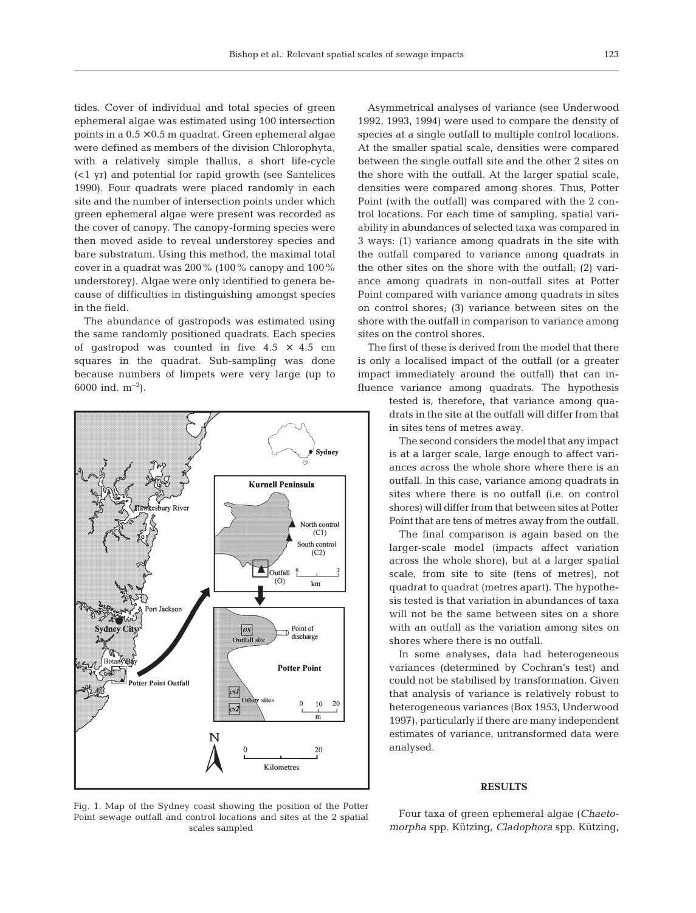tides. Cover of individual and total species of green ephemeral algae was estimated using 100 intersection points in a 0.5 × 0.5 m quadrat. Green ephemeral algae were defined as members of the division Chlorophyta, with a relatively simple thallus, a short life-cycle (<1 yr) and potential for rapid growth (see Santelices 1990). Four quadrats were placed randomly in each site and the number of intersection points under which green ephemeral algae were present was recorded as the cover of canopy. The canopy-forming species were then moved aside to reveal understorey species and bare substratum. Using this method, the maximal total cover in a quadrat was 200% (100% canopy and 100% understorey). Algae were only identified to genera because of difficulties in distinguishing amongst species in the field.

The abundance of gastropods was estimated using the same randomly positioned quadrats. Each species of gastropod was counted in five 4.5 × 4.5 cm squares in the quadrat. Sub-sampling was done because numbers of limpets were very large (up to 6000 ind. m$^{-2}$).

Fig. 1. Map of the Sydney coast showing the position of the Potter Point sewage outfall and control locations and sites at the 2 spatial scales sampled

Asymmetrical analyses of variance (see Underwood 1992, 1993, 1994) were used to compare the density of species at a single outfall to multiple control locations. At the smaller spatial scale, densities were compared between the single outfall site and the other 2 sites on the shore with the outfall. At the larger spatial scale, densities were compared among shores. Thus, Potter Point (with the outfall) was compared with the 2 control locations. For each time of sampling, spatial variability in abundances of selected taxa was compared in 3 ways: (1) variance among quadrats in the site with the outfall compared to variance among quadrats in the other sites on the shore with the outfall; (2) variance among quadrats in non-outfall sites at Potter Point compared with variance among quadrats in sites on control shores; (3) variance between sites on the shore with the outfall in comparison to variance among sites on the control shores.

The first of these is derived from the model that there is only a localised impact of the outfall (or a greater impact immediately around the outfall) that can influence variance among quadrats. The hypothesis tested is, therefore, that variance among quadrats in the site at the outfall will differ from that in sites tens of metres away.

The second considers the model that any impact is at a larger scale, large enough to affect variances across the whole shore where there is an outfall. In this case, variance among quadrats in sites where there is no outfall (i.e. on control shores) will differ from that between sites at Potter Point that are tens of metres away from the outfall.

The final comparison is again based on the larger-scale model (impacts affect variation across the whole shore), but at a larger spatial scale, from site to site (tens of metres), not quadrat to quadrat (metres apart). The hypothesis tested is that variation in abundances of taxa will not be the same between sites on a shore with an outfall as the variation among sites on shores where there is no outfall.

In some analyses, data had heterogeneous variances (determined by Cochran's test) and could not be stabilised by transformation. Given that analysis of variance is relatively robust to heterogeneous variances (Box 1953, Underwood 1997), particularly if there are many independent estimates of variance, untransformed data were analysed.

## RESULTS

Four taxa of green ephemeral algae (*Chaetomorpha* spp. Kützing, *Cladophora* spp. Kützing,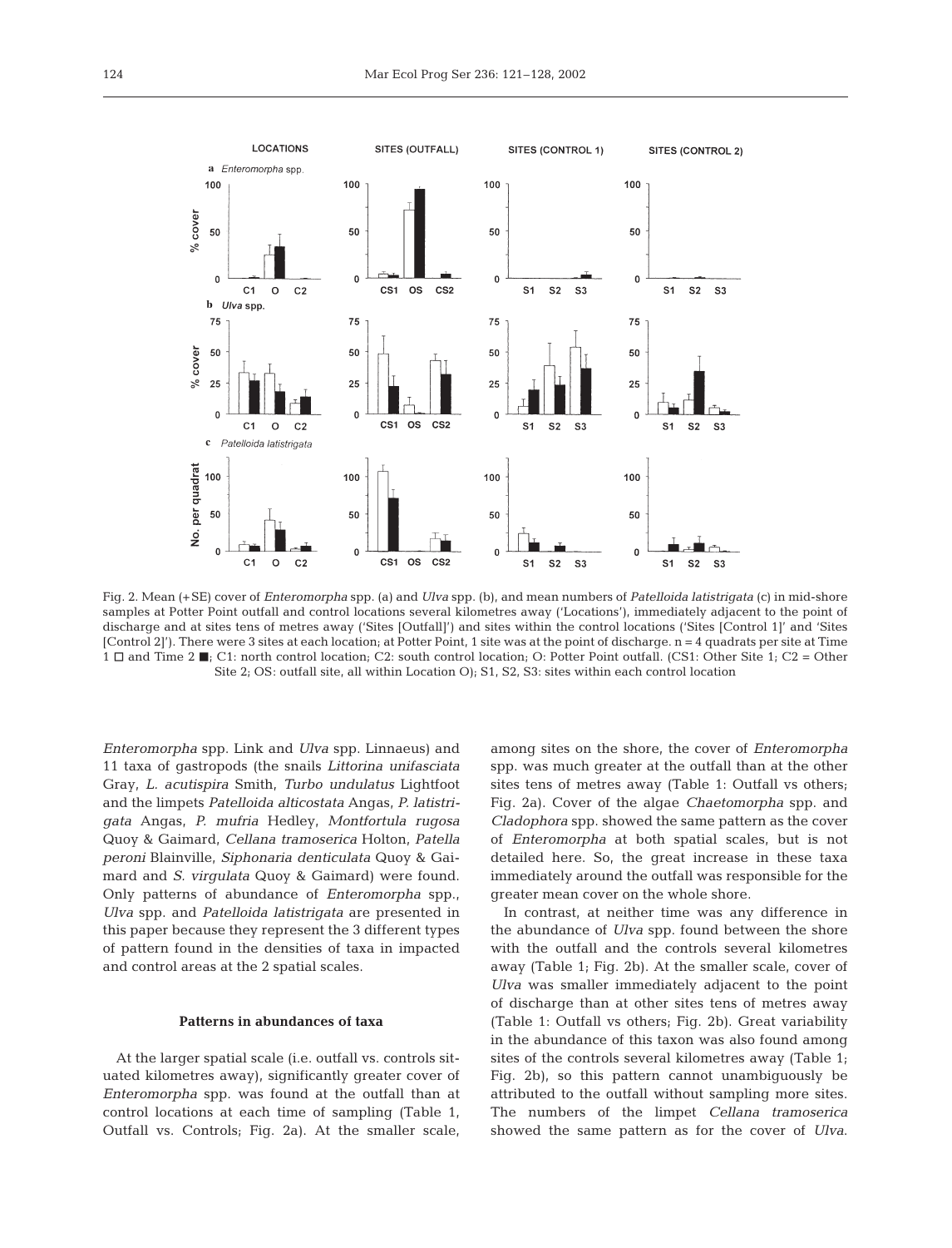Fig. 2. Mean (+SE) cover of *Enteromorpha* spp. (a) and *Ulva* spp. (b), and mean numbers of *Patelloida latistrigata* (c) in mid-shore samples at Potter Point outfall and control locations several kilometres away ('Locations'), immediately adjacent to the point of discharge and at sites tens of metres away ('Sites [Outfall]') and sites within the control locations ('Sites [Control 1]' and 'Sites [Control 2]'). There were 3 sites at each location; at Potter Point, 1 site was at the point of discharge. n = 4 quadrats per site at Time 1 □ and Time 2 ■; C1: north control location; C2: south control location; O: Potter Point outfall. (CS1: Other Site 1; C2 = Other Site 2; OS: outfall site, all within Location O); S1, S2, S3: sites within each control location

*Enteromorpha* spp. Link and *Ulva* spp. Linnaeus) and 11 taxa of gastropods (the snails *Littorina unifasciata* Gray, *L. acutispira* Smith, *Turbo undulatus* Lightfoot and the limpets *Patelloida alticostata* Angas, *P. latistrigata* Angas, *P. mufria* Hedley, *Montfortula rugosa* Quoy & Gaimard, *Cellana tramoserica* Holton, *Patella peroni* Blainville, *Siphonaria denticulata* Quoy & Gaimard and *S. virgulata* Quoy & Gaimard) were found. Only patterns of abundance of *Enteromorpha* spp., *Ulva* spp. and *Patelloida latistrigata* are presented in this paper because they represent the 3 different types of pattern found in the densities of taxa in impacted and control areas at the 2 spatial scales.

### Patterns in abundances of taxa

At the larger spatial scale (i.e. outfall vs. controls situated kilometres away), significantly greater cover of *Enteromorpha* spp. was found at the outfall than at control locations at each time of sampling (Table 1, Outfall vs. Controls; Fig. 2a). At the smaller scale, among sites on the shore, the cover of *Enteromorpha* spp. was much greater at the outfall than at the other sites tens of metres away (Table 1: Outfall vs others; Fig. 2a). Cover of the algae *Chaetomorpha* spp. and *Cladophora* spp. showed the same pattern as the cover of *Enteromorpha* at both spatial scales, but is not detailed here. So, the great increase in these taxa immediately around the outfall was responsible for the greater mean cover on the whole shore.

In contrast, at neither time was any difference in the abundance of *Ulva* spp. found between the shore with the outfall and the controls several kilometres away (Table 1; Fig. 2b). At the smaller scale, cover of *Ulva* was smaller immediately adjacent to the point of discharge than at other sites tens of metres away (Table 1: Outfall vs others; Fig. 2b). Great variability in the abundance of this taxon was also found among sites of the controls several kilometres away (Table 1; Fig. 2b), so this pattern cannot unambiguously be attributed to the outfall without sampling more sites. The numbers of the limpet *Cellana tramoserica* showed the same pattern as for the cover of *Ulva*.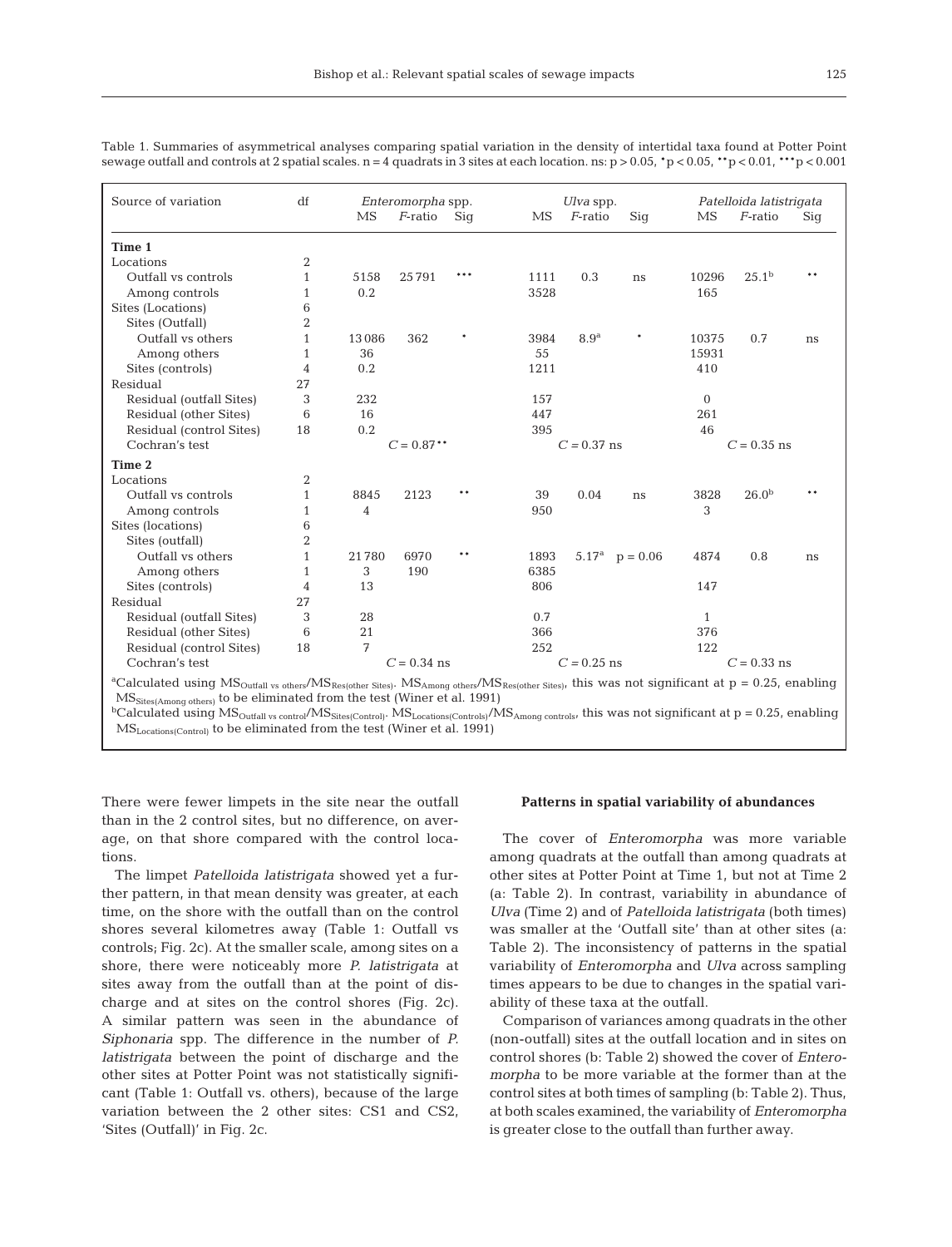Table 1. Summaries of asymmetrical analyses comparing spatial variation in the density of intertidal taxa found at Potter Point sewage outfall and controls at 2 spatial scales. n = 4 quadrats in 3 sites at each location. ns: $p > 0.05$, *$p < 0.05$, **$p < 0.01$, ***$p < 0.001$

| Source of variation | df | *Enteromorpha* spp. | | | *Ulva* spp. | | | *Patelloida latistrigata* | | |
|---|---|---|---|---|---|---|---|---|---|---|
| | | MS | *F*-ratio | Sig | MS | *F*-ratio | Sig | MS | *F*-ratio | Sig |
| **Time 1** | | | | | | | | | | |
| Locations | 2 | | | | | | | | | |
| Outfall vs controls | 1 | 5158 | 25791 | *** | 1111 | 0.3 | ns | 10296 | 25.1[b] | ** |
| Among controls | 1 | 0.2 | | | 3528 | | | 165 | | |
| Sites (Locations) | 6 | | | | | | | | | |
| Sites (Outfall) | 2 | | | | | | | | | |
| Outfall vs others | 1 | 13086 | 362 | * | 3984 | 8.9[a] | * | 10375 | 0.7 | ns |
| Among others | 1 | 36 | | | 55 | | | 15931 | | |
| Sites (controls) | 4 | 0.2 | | | 1211 | | | 410 | | |
| Residual | 27 | | | | | | | | | |
| Residual (outfall Sites) | 3 | 232 | | | 157 | | | 0 | | |
| Residual (other Sites) | 6 | 16 | | | 447 | | | 261 | | |
| Residual (control Sites) | 18 | 0.2 | | | 395 | | | 46 | | |
| Cochran's test | | | $C = 0.87$** | | | $C = 0.37$ ns | | | $C = 0.35$ ns | |
| **Time 2** | | | | | | | | | | |
| Locations | 2 | | | | | | | | | |
| Outfall vs controls | 1 | 8845 | 2123 | ** | 39 | 0.04 | ns | 3828 | 26.0[b] | ** |
| Among controls | 1 | 4 | | | 950 | | | 3 | | |
| Sites (locations) | 6 | | | | | | | | | |
| Sites (outfall) | 2 | | | | | | | | | |
| Outfall vs others | 1 | 21780 | 6970 | ** | 1893 | 5.17[a] | $p = 0.06$ | 4874 | 0.8 | ns |
| Among others | 1 | 3 | 190 | | 6385 | | | | | |
| Sites (controls) | 4 | 13 | | | 806 | | | 147 | | |
| Residual | 27 | | | | | | | | | |
| Residual (outfall Sites) | 3 | 28 | | | 0.7 | | | 1 | | |
| Residual (other Sites) | 6 | 21 | | | 366 | | | 376 | | |
| Residual (control Sites) | 18 | 7 | | | 252 | | | 122 | | |
| Cochran's test | | | $C = 0.34$ ns | | | $C = 0.25$ ns | | | $C = 0.33$ ns | |

[a]Calculated using $MS_{\text{Outfall vs others}}/MS_{\text{Res(other Sites)}}$. $MS_{\text{Among others}}/MS_{\text{Res(other Sites)}}$, this was not significant at $p = 0.25$, enabling $MS_{\text{Sites(Among others)}}$ to be eliminated from the test (Winer et al. 1991)

[b]Calculated using $MS_{\text{Outfall vs control}}/MS_{\text{Sites(Control)}}$. $MS_{\text{Locations(Controls)}}/MS_{\text{Among controls}}$, this was not significant at $p = 0.25$, enabling $MS_{\text{Locations(Control)}}$ to be eliminated from the test (Winer et al. 1991)

There were fewer limpets in the site near the outfall than in the 2 control sites, but no difference, on average, on that shore compared with the control locations.

The limpet *Patelloida latistrigata* showed yet a further pattern, in that mean density was greater, at each time, on the shore with the outfall than on the control shores several kilometres away (Table 1: Outfall vs controls; Fig. 2c). At the smaller scale, among sites on a shore, there were noticeably more *P. latistrigata* at sites away from the outfall than at the point of discharge and at sites on the control shores (Fig. 2c). A similar pattern was seen in the abundance of *Siphonaria* spp. The difference in the number of *P. latistrigata* between the point of discharge and the other sites at Potter Point was not statistically significant (Table 1: Outfall vs. others), because of the large variation between the 2 other sites: CS1 and CS2, 'Sites (Outfall)' in Fig. 2c.

### Patterns in spatial variability of abundances

The cover of *Enteromorpha* was more variable among quadrats at the outfall than among quadrats at other sites at Potter Point at Time 1, but not at Time 2 (a: Table 2). In contrast, variability in abundance of *Ulva* (Time 2) and of *Patelloida latistrigata* (both times) was smaller at the 'Outfall site' than at other sites (a: Table 2). The inconsistency of patterns in the spatial variability of *Enteromorpha* and *Ulva* across sampling times appears to be due to changes in the spatial variability of these taxa at the outfall.

Comparison of variances among quadrats in the other (non-outfall) sites at the outfall location and in sites on control shores (b: Table 2) showed the cover of *Enteromorpha* to be more variable at the former than at the control sites at both times of sampling (b: Table 2). Thus, at both scales examined, the variability of *Enteromorpha* is greater close to the outfall than further away.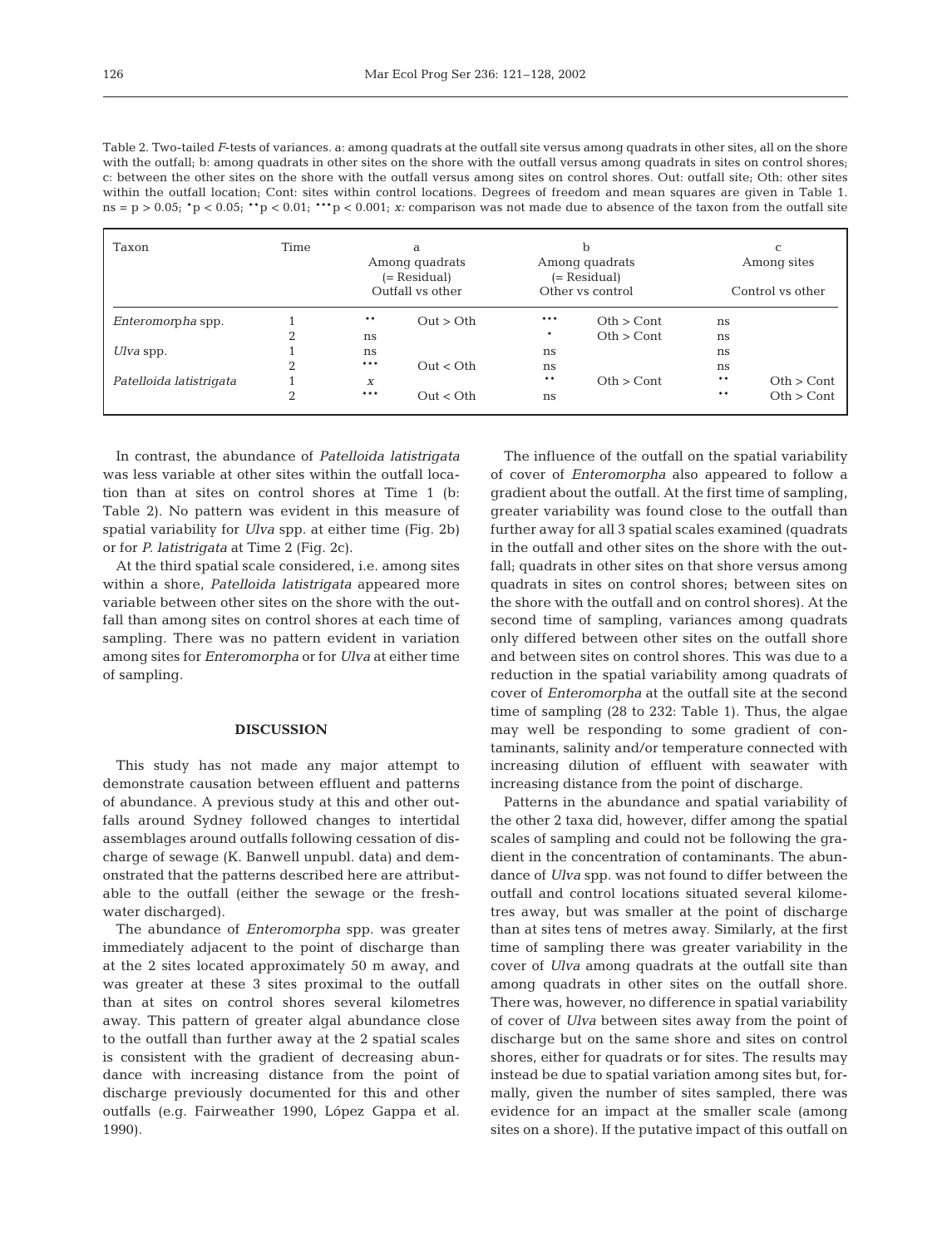Table 2. Two-tailed *F*-tests of variances. a: among quadrats at the outfall site versus among quadrats in other sites, all on the shore with the outfall; b: among quadrats in other sites on the shore with the outfall versus among quadrats in sites on control shores; c: between the other sites on the shore with the outfall versus among sites on control shores. Out: outfall site; Oth: other sites within the outfall location; Cont: sites within control locations. Degrees of freedom and mean squares are given in Table 1. ns = p > 0.05; *p < 0.05; **p < 0.01; ***p < 0.001; *x:* comparison was not made due to absence of the taxon from the outfall site

| Taxon | Time | a Among quadrats (= Residual) Outfall vs other | | b Among quadrats (= Residual) Other vs control | | c Among sites Control vs other | |
|---|---|---|---|---|---|---|---|
| *Enteromorpha* spp. | 1 | ** | Out > Oth | *** | Oth > Cont | ns | |
| | 2 | ns | | * | Oth > Cont | ns | |
| *Ulva* spp. | 1 | ns | | ns | | ns | |
| | 2 | *** | Out < Oth | ns | | ns | |
| *Patelloida latistrigata* | 1 | *x* | | ** | Oth > Cont | ** | Oth > Cont |
| | 2 | *** | Out < Oth | ns | | ** | Oth > Cont |

In contrast, the abundance of *Patelloida latistrigata* was less variable at other sites within the outfall location than at sites on control shores at Time 1 (b: Table 2). No pattern was evident in this measure of spatial variability for *Ulva* spp. at either time (Fig. 2b) or for *P. latistrigata* at Time 2 (Fig. 2c).

At the third spatial scale considered, i.e. among sites within a shore, *Patelloida latistrigata* appeared more variable between other sites on the shore with the outfall than among sites on control shores at each time of sampling. There was no pattern evident in variation among sites for *Enteromorpha* or for *Ulva* at either time of sampling.

## DISCUSSION

This study has not made any major attempt to demonstrate causation between effluent and patterns of abundance. A previous study at this and other outfalls around Sydney followed changes to intertidal assemblages around outfalls following cessation of discharge of sewage (K. Banwell unpubl. data) and demonstrated that the patterns described here are attributable to the outfall (either the sewage or the freshwater discharged).

The abundance of *Enteromorpha* spp. was greater immediately adjacent to the point of discharge than at the 2 sites located approximately 50 m away, and was greater at these 3 sites proximal to the outfall than at sites on control shores several kilometres away. This pattern of greater algal abundance close to the outfall than further away at the 2 spatial scales is consistent with the gradient of decreasing abundance with increasing distance from the point of discharge previously documented for this and other outfalls (e.g. Fairweather 1990, López Gappa et al. 1990).

The influence of the outfall on the spatial variability of cover of *Enteromorpha* also appeared to follow a gradient about the outfall. At the first time of sampling, greater variability was found close to the outfall than further away for all 3 spatial scales examined (quadrats in the outfall and other sites on the shore with the outfall; quadrats in other sites on that shore versus among quadrats in sites on control shores; between sites on the shore with the outfall and on control shores). At the second time of sampling, variances among quadrats only differed between other sites on the outfall shore and between sites on control shores. This was due to a reduction in the spatial variability among quadrats of cover of *Enteromorpha* at the outfall site at the second time of sampling (28 to 232: Table 1). Thus, the algae may well be responding to some gradient of contaminants, salinity and/or temperature connected with increasing dilution of effluent with seawater with increasing distance from the point of discharge.

Patterns in the abundance and spatial variability of the other 2 taxa did, however, differ among the spatial scales of sampling and could not be following the gradient in the concentration of contaminants. The abundance of *Ulva* spp. was not found to differ between the outfall and control locations situated several kilometres away, but was smaller at the point of discharge than at sites tens of metres away. Similarly, at the first time of sampling there was greater variability in the cover of *Ulva* among quadrats at the outfall site than among quadrats in other sites on the outfall shore. There was, however, no difference in spatial variability of cover of *Ulva* between sites away from the point of discharge but on the same shore and sites on control shores, either for quadrats or for sites. The results may instead be due to spatial variation among sites but, formally, given the number of sites sampled, there was evidence for an impact at the smaller scale (among sites on a shore). If the putative impact of this outfall on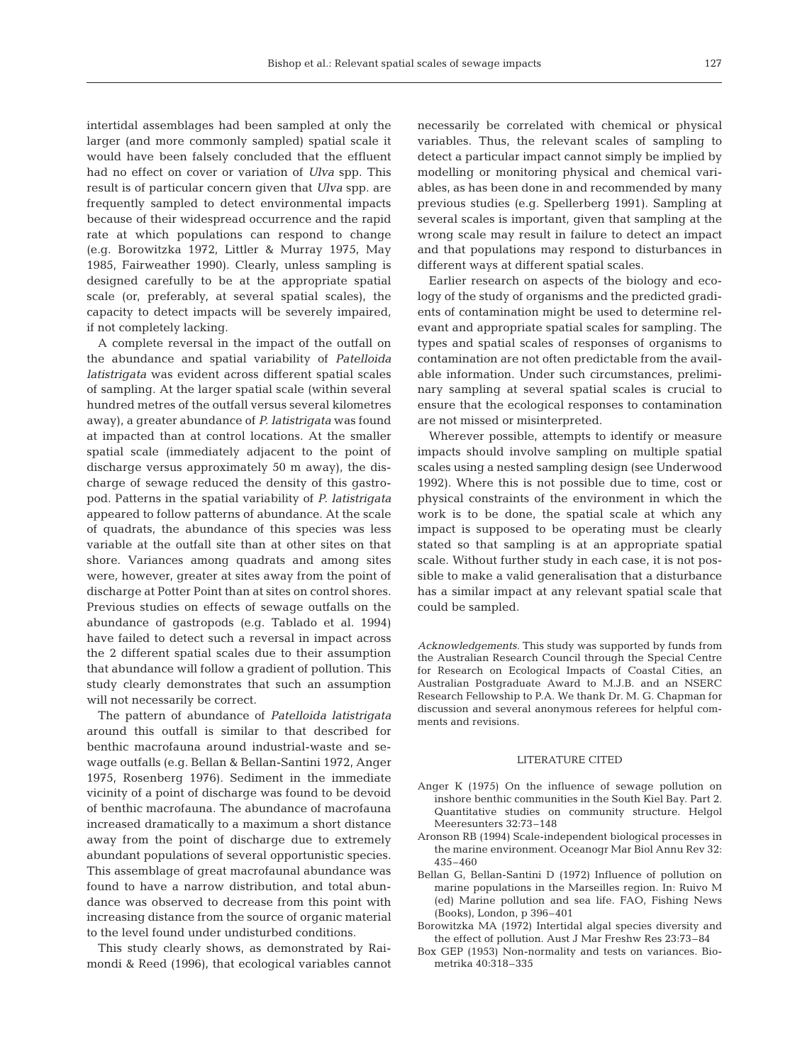intertidal assemblages had been sampled at only the larger (and more commonly sampled) spatial scale it would have been falsely concluded that the effluent had no effect on cover or variation of *Ulva* spp. This result is of particular concern given that *Ulva* spp. are frequently sampled to detect environmental impacts because of their widespread occurrence and the rapid rate at which populations can respond to change (e.g. Borowitzka 1972, Littler & Murray 1975, May 1985, Fairweather 1990). Clearly, unless sampling is designed carefully to be at the appropriate spatial scale (or, preferably, at several spatial scales), the capacity to detect impacts will be severely impaired, if not completely lacking.

A complete reversal in the impact of the outfall on the abundance and spatial variability of *Patelloida latistrigata* was evident across different spatial scales of sampling. At the larger spatial scale (within several hundred metres of the outfall versus several kilometres away), a greater abundance of *P. latistrigata* was found at impacted than at control locations. At the smaller spatial scale (immediately adjacent to the point of discharge versus approximately 50 m away), the discharge of sewage reduced the density of this gastropod. Patterns in the spatial variability of *P. latistrigata* appeared to follow patterns of abundance. At the scale of quadrats, the abundance of this species was less variable at the outfall site than at other sites on that shore. Variances among quadrats and among sites were, however, greater at sites away from the point of discharge at Potter Point than at sites on control shores. Previous studies on effects of sewage outfalls on the abundance of gastropods (e.g. Tablado et al. 1994) have failed to detect such a reversal in impact across the 2 different spatial scales due to their assumption that abundance will follow a gradient of pollution. This study clearly demonstrates that such an assumption will not necessarily be correct.

The pattern of abundance of *Patelloida latistrigata* around this outfall is similar to that described for benthic macrofauna around industrial-waste and sewage outfalls (e.g. Bellan & Bellan-Santini 1972, Anger 1975, Rosenberg 1976). Sediment in the immediate vicinity of a point of discharge was found to be devoid of benthic macrofauna. The abundance of macrofauna increased dramatically to a maximum a short distance away from the point of discharge due to extremely abundant populations of several opportunistic species. This assemblage of great macrofaunal abundance was found to have a narrow distribution, and total abundance was observed to decrease from this point with increasing distance from the source of organic material to the level found under undisturbed conditions.

This study clearly shows, as demonstrated by Raimondi & Reed (1996), that ecological variables cannot necessarily be correlated with chemical or physical variables. Thus, the relevant scales of sampling to detect a particular impact cannot simply be implied by modelling or monitoring physical and chemical variables, as has been done in and recommended by many previous studies (e.g. Spellerberg 1991). Sampling at several scales is important, given that sampling at the wrong scale may result in failure to detect an impact and that populations may respond to disturbances in different ways at different spatial scales.

Earlier research on aspects of the biology and ecology of the study of organisms and the predicted gradients of contamination might be used to determine relevant and appropriate spatial scales for sampling. The types and spatial scales of responses of organisms to contamination are not often predictable from the available information. Under such circumstances, preliminary sampling at several spatial scales is crucial to ensure that the ecological responses to contamination are not missed or misinterpreted.

Wherever possible, attempts to identify or measure impacts should involve sampling on multiple spatial scales using a nested sampling design (see Underwood 1992). Where this is not possible due to time, cost or physical constraints of the environment in which the work is to be done, the spatial scale at which any impact is supposed to be operating must be clearly stated so that sampling is at an appropriate spatial scale. Without further study in each case, it is not possible to make a valid generalisation that a disturbance has a similar impact at any relevant spatial scale that could be sampled.

*Acknowledgements.* This study was supported by funds from the Australian Research Council through the Special Centre for Research on Ecological Impacts of Coastal Cities, an Australian Postgraduate Award to M.J.B. and an NSERC Research Fellowship to P.A. We thank Dr. M. G. Chapman for discussion and several anonymous referees for helpful comments and revisions.

## LITERATURE CITED

- Anger K (1975) On the influence of sewage pollution on inshore benthic communities in the South Kiel Bay. Part 2. Quantitative studies on community structure. Helgol Meeresunters 32:73–148
- Aronson RB (1994) Scale-independent biological processes in the marine environment. Oceanogr Mar Biol Annu Rev 32: 435–460
- Bellan G, Bellan-Santini D (1972) Influence of pollution on marine populations in the Marseilles region. In: Ruivo M (ed) Marine pollution and sea life. FAO, Fishing News (Books), London, p 396–401
- Borowitzka MA (1972) Intertidal algal species diversity and the effect of pollution. Aust J Mar Freshw Res 23:73–84
- Box GEP (1953) Non-normality and tests on variances. Biometrika 40:318–335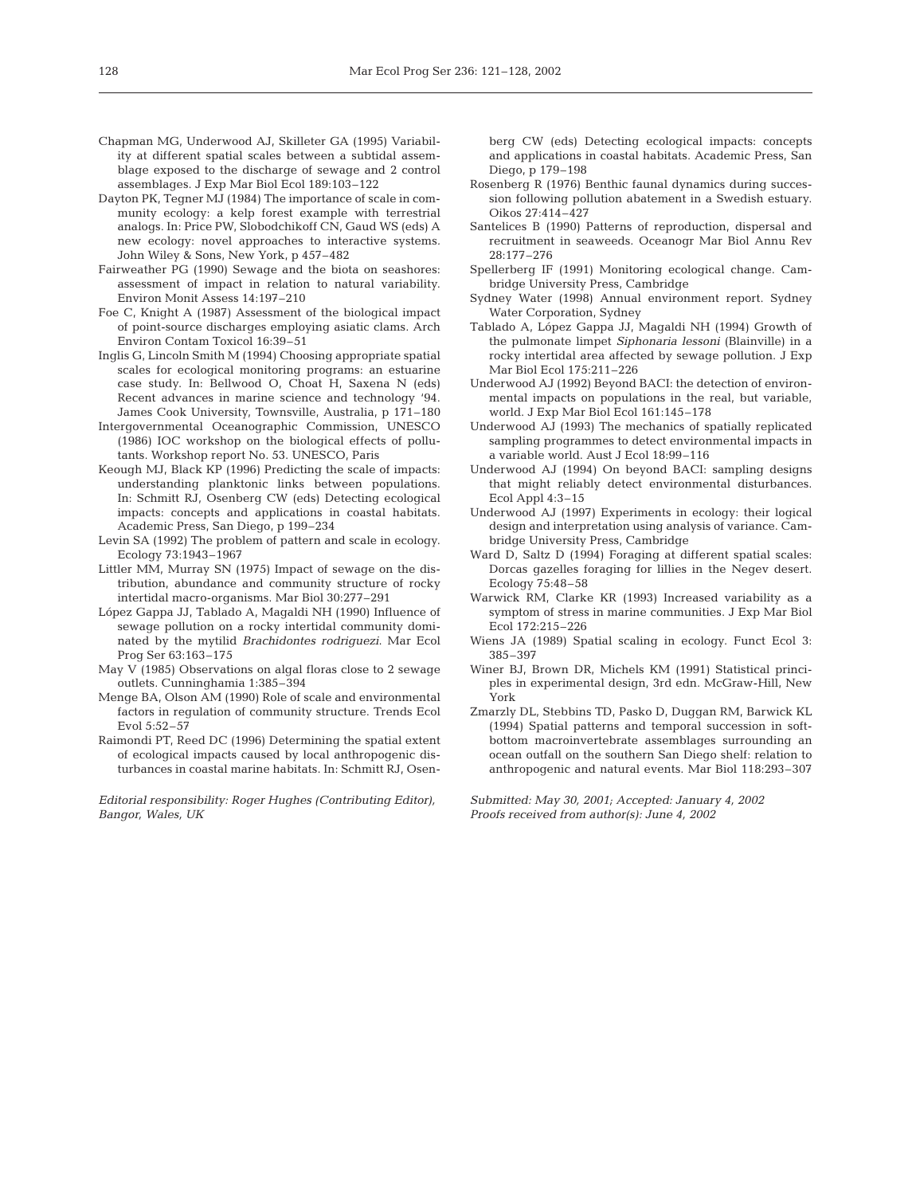Chapman MG, Underwood AJ, Skilleter GA (1995) Variability at different spatial scales between a subtidal assemblage exposed to the discharge of sewage and 2 control assemblages. J Exp Mar Biol Ecol 189:103–122

Dayton PK, Tegner MJ (1984) The importance of scale in community ecology: a kelp forest example with terrestrial analogs. In: Price PW, Slobodchikoff CN, Gaud WS (eds) A new ecology: novel approaches to interactive systems. John Wiley & Sons, New York, p 457–482

Fairweather PG (1990) Sewage and the biota on seashores: assessment of impact in relation to natural variability. Environ Monit Assess 14:197–210

Foe C, Knight A (1987) Assessment of the biological impact of point-source discharges employing asiatic clams. Arch Environ Contam Toxicol 16:39–51

Inglis G, Lincoln Smith M (1994) Choosing appropriate spatial scales for ecological monitoring programs: an estuarine case study. In: Bellwood O, Choat H, Saxena N (eds) Recent advances in marine science and technology '94. James Cook University, Townsville, Australia, p 171–180

Intergovernmental Oceanographic Commission, UNESCO (1986) IOC workshop on the biological effects of pollutants. Workshop report No. 53. UNESCO, Paris

Keough MJ, Black KP (1996) Predicting the scale of impacts: understanding planktonic links between populations. In: Schmitt RJ, Osenberg CW (eds) Detecting ecological impacts: concepts and applications in coastal habitats. Academic Press, San Diego, p 199–234

Levin SA (1992) The problem of pattern and scale in ecology. Ecology 73:1943–1967

Littler MM, Murray SN (1975) Impact of sewage on the distribution, abundance and community structure of rocky intertidal macro-organisms. Mar Biol 30:277–291

López Gappa JJ, Tablado A, Magaldi NH (1990) Influence of sewage pollution on a rocky intertidal community dominated by the mytilid *Brachidontes rodriguezi*. Mar Ecol Prog Ser 63:163–175

May V (1985) Observations on algal floras close to 2 sewage outlets. Cunninghamia 1:385–394

Menge BA, Olson AM (1990) Role of scale and environmental factors in regulation of community structure. Trends Ecol Evol 5:52–57

Raimondi PT, Reed DC (1996) Determining the spatial extent of ecological impacts caused by local anthropogenic disturbances in coastal marine habitats. In: Schmitt RJ, Osenberg CW (eds) Detecting ecological impacts: concepts and applications in coastal habitats. Academic Press, San Diego, p 179–198

Rosenberg R (1976) Benthic faunal dynamics during succession following pollution abatement in a Swedish estuary. Oikos 27:414–427

Santelices B (1990) Patterns of reproduction, dispersal and recruitment in seaweeds. Oceanogr Mar Biol Annu Rev 28:177–276

Spellerberg IF (1991) Monitoring ecological change. Cambridge University Press, Cambridge

Sydney Water (1998) Annual environment report. Sydney Water Corporation, Sydney

Tablado A, López Gappa JJ, Magaldi NH (1994) Growth of the pulmonate limpet *Siphonaria lessoni* (Blainville) in a rocky intertidal area affected by sewage pollution. J Exp Mar Biol Ecol 175:211–226

Underwood AJ (1992) Beyond BACI: the detection of environmental impacts on populations in the real, but variable, world. J Exp Mar Biol Ecol 161:145–178

Underwood AJ (1993) The mechanics of spatially replicated sampling programmes to detect environmental impacts in a variable world. Aust J Ecol 18:99–116

Underwood AJ (1994) On beyond BACI: sampling designs that might reliably detect environmental disturbances. Ecol Appl 4:3–15

Underwood AJ (1997) Experiments in ecology: their logical design and interpretation using analysis of variance. Cambridge University Press, Cambridge

Ward D, Saltz D (1994) Foraging at different spatial scales: Dorcas gazelles foraging for lillies in the Negev desert. Ecology 75:48–58

Warwick RM, Clarke KR (1993) Increased variability as a symptom of stress in marine communities. J Exp Mar Biol Ecol 172:215–226

Wiens JA (1989) Spatial scaling in ecology. Funct Ecol 3: 385–397

Winer BJ, Brown DR, Michels KM (1991) Statistical principles in experimental design, 3rd edn. McGraw-Hill, New York

Zmarzly DL, Stebbins TD, Pasko D, Duggan RM, Barwick KL (1994) Spatial patterns and temporal succession in soft-bottom macroinvertebrate assemblages surrounding an ocean outfall on the southern San Diego shelf: relation to anthropogenic and natural events. Mar Biol 118:293–307

*Editorial responsibility: Roger Hughes (Contributing Editor), Bangor, Wales, UK*

*Submitted: May 30, 2001; Accepted: January 4, 2002*
*Proofs received from author(s): June 4, 2002*